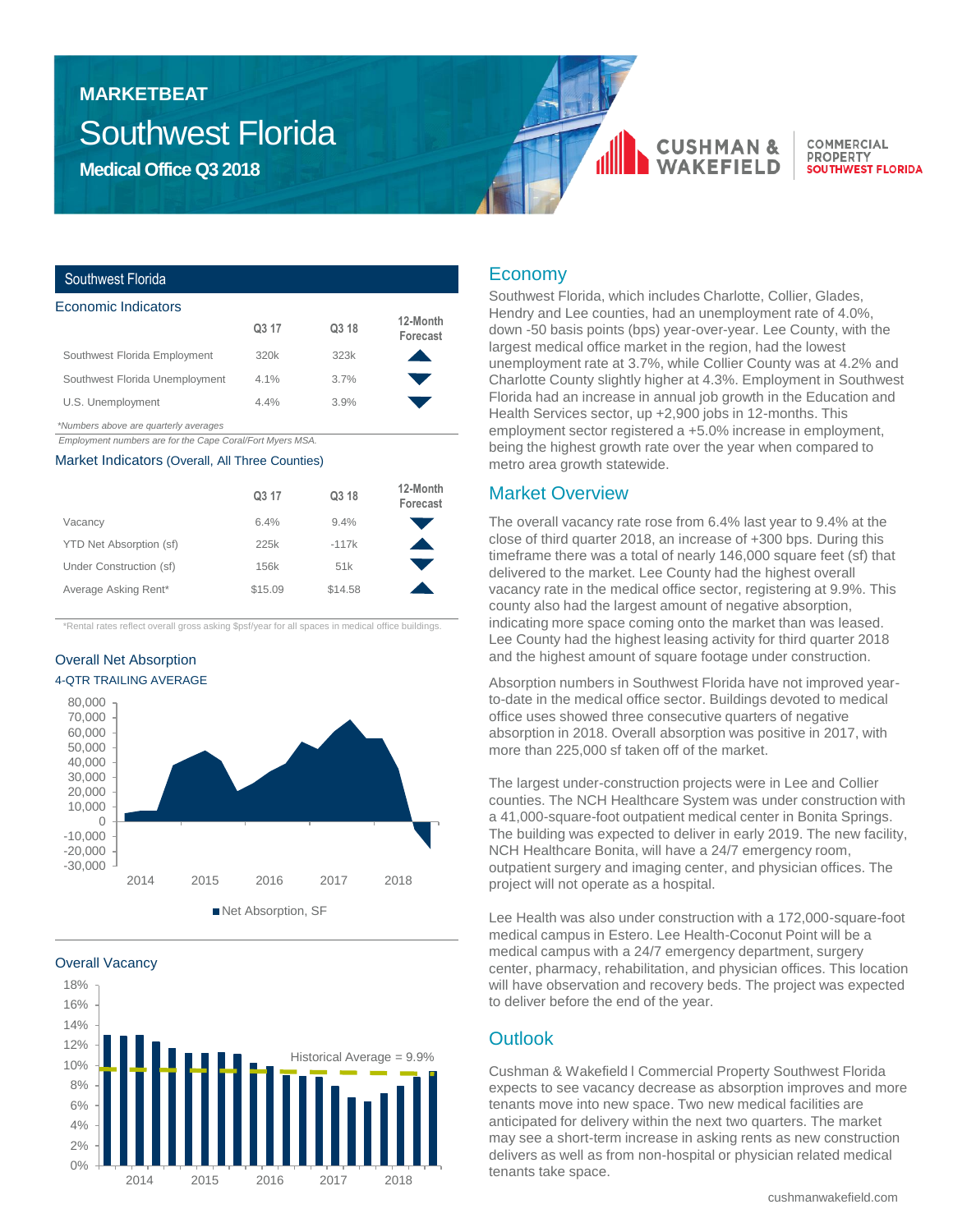# MARKETBEAT

# Southwest Florida

## Medical Office Q3 2018

CUSHMAN & WAKEFIELD | COMMERCIAL PROPERTY SOUTHWEST FLORIDA

### Southwest Florida

#### Economic Indicators

| | Q3 17 | Q3 18 | 12-Month Forecast |
|---|---|---|---|
| Southwest Florida Employment | 320k | 323k | ▲ |
| Southwest Florida Unemployment | 4.1% | 3.7% | ▼ |
| U.S. Unemployment | 4.4% | 3.9% | ▼ |

*\*Numbers above are quarterly averages*

*Employment numbers are for the Cape Coral/Fort Myers MSA.*

#### Market Indicators (Overall, All Three Counties)

| | Q3 17 | Q3 18 | 12-Month Forecast |
|---|---|---|---|
| Vacancy | 6.4% | 9.4% | ▼ |
| YTD Net Absorption (sf) | 225k | -117k | ▲ |
| Under Construction (sf) | 156k | 51k | ▼ |
| Average Asking Rent* | $15.09 | $14.58 | ▲ |

*\*Rental rates reflect overall gross asking $psf/year for all spaces in medical office buildings.*

#### Overall Net Absorption

4-QTR TRAILING AVERAGE

Net Absorption, SF

#### Overall Vacancy

Historical Average = 9.9%

## Economy

Southwest Florida, which includes Charlotte, Collier, Glades, Hendry and Lee counties, had an unemployment rate of 4.0%, down -50 basis points (bps) year-over-year. Lee County, with the largest medical office market in the region, had the lowest unemployment rate at 3.7%, while Collier County was at 4.2% and Charlotte County slightly higher at 4.3%. Employment in Southwest Florida had an increase in annual job growth in the Education and Health Services sector, up +2,900 jobs in 12-months. This employment sector registered a +5.0% increase in employment, being the highest growth rate over the year when compared to metro area growth statewide.

## Market Overview

The overall vacancy rate rose from 6.4% last year to 9.4% at the close of third quarter 2018, an increase of +300 bps. During this timeframe there was a total of nearly 146,000 square feet (sf) that delivered to the market. Lee County had the highest overall vacancy rate in the medical office sector, registering at 9.9%. This county also had the largest amount of negative absorption, indicating more space coming onto the market than was leased. Lee County had the highest leasing activity for third quarter 2018 and the highest amount of square footage under construction.

Absorption numbers in Southwest Florida have not improved year-to-date in the medical office sector. Buildings devoted to medical office uses showed three consecutive quarters of negative absorption in 2018. Overall absorption was positive in 2017, with more than 225,000 sf taken off of the market.

The largest under-construction projects were in Lee and Collier counties. The NCH Healthcare System was under construction with a 41,000-square-foot outpatient medical center in Bonita Springs. The building was expected to deliver in early 2019. The new facility, NCH Healthcare Bonita, will have a 24/7 emergency room, outpatient surgery and imaging center, and physician offices. The project will not operate as a hospital.

Lee Health was also under construction with a 172,000-square-foot medical campus in Estero. Lee Health-Coconut Point will be a medical campus with a 24/7 emergency department, surgery center, pharmacy, rehabilitation, and physician offices. This location will have observation and recovery beds. The project was expected to deliver before the end of the year.

## Outlook

Cushman & Wakefield l Commercial Property Southwest Florida expects to see vacancy decrease as absorption improves and more tenants move into new space. Two new medical facilities are anticipated for delivery within the next two quarters. The market may see a short-term increase in asking rents as new construction delivers as well as from non-hospital or physician related medical tenants take space.

cushmanwakefield.com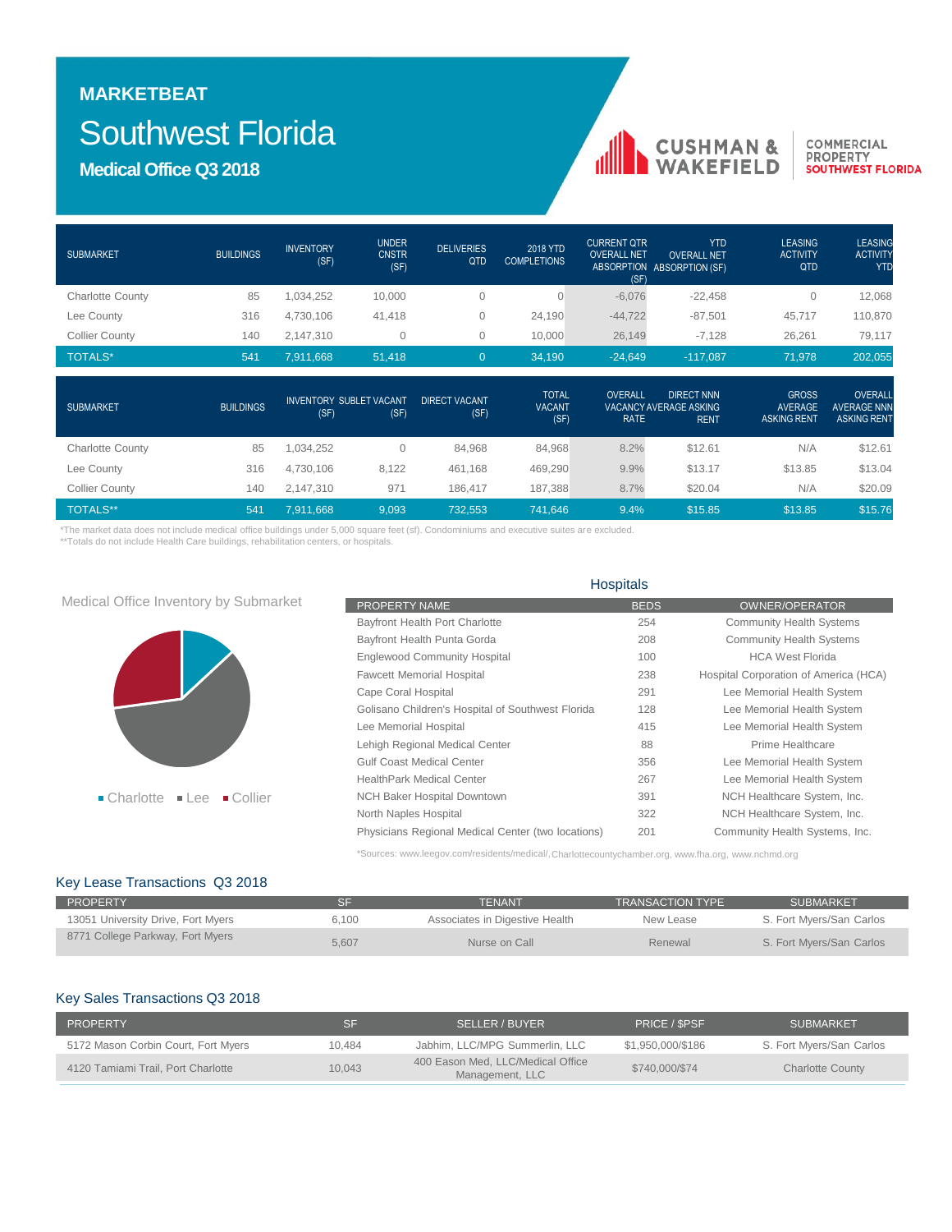# MARKETBEAT

# Southwest Florida

## Medical Office Q3 2018

| SUBMARKET | BUILDINGS | INVENTORY (SF) | UNDER CNSTR (SF) | DELIVERIES QTD | 2018 YTD COMPLETIONS | CURRENT QTR OVERALL NET ABSORPTION (SF) | YTD OVERALL NET ABSORPTION (SF) | LEASING ACTIVITY QTD | LEASING ACTIVITY YTD |
|---|---|---|---|---|---|---|---|---|---|
| Charlotte County | 85 | 1,034,252 | 10,000 | 0 | 0 | -6,076 | -22,458 | 0 | 12,068 |
| Lee County | 316 | 4,730,106 | 41,418 | 0 | 24,190 | -44,722 | -87,501 | 45,717 | 110,870 |
| Collier County | 140 | 2,147,310 | 0 | 0 | 10,000 | 26,149 | -7,128 | 26,261 | 79,117 |
| TOTALS* | 541 | 7,911,668 | 51,418 | 0 | 34,190 | -24,649 | -117,087 | 71,978 | 202,055 |

| SUBMARKET | BUILDINGS | INVENTORY (SF) | SUBLET VACANT (SF) | DIRECT VACANT (SF) | TOTAL VACANT (SF) | OVERALL VACANCY RATE | DIRECT NNN AVERAGE ASKING RENT | GROSS AVERAGE ASKING RENT | OVERALL AVERAGE NNN ASKING RENT |
|---|---|---|---|---|---|---|---|---|---|
| Charlotte County | 85 | 1,034,252 | 0 | 84,968 | 84,968 | 8.2% | $12.61 | N/A | $12.61 |
| Lee County | 316 | 4,730,106 | 8,122 | 461,168 | 469,290 | 9.9% | $13.17 | $13.85 | $13.04 |
| Collier County | 140 | 2,147,310 | 971 | 186,417 | 187,388 | 8.7% | $20.04 | N/A | $20.09 |
| TOTALS** | 541 | 7,911,668 | 9,093 | 732,553 | 741,646 | 9.4% | $15.85 | $13.85 | $15.76 |

*The market data does not include medical office buildings under 5,000 square feet (sf). Condominiums and executive suites are excluded.
**Totals do not include Health Care buildings, rehabilitation centers, or hospitals.

### Medical Office Inventory by Submarket

Charlotte Lee Collier

### Hospitals

| PROPERTY NAME | BEDS | OWNER/OPERATOR |
|---|---|---|
| Bayfront Health Port Charlotte | 254 | Community Health Systems |
| Bayfront Health Punta Gorda | 208 | Community Health Systems |
| Englewood Community Hospital | 100 | HCA West Florida |
| Fawcett Memorial Hospital | 238 | Hospital Corporation of America (HCA) |
| Cape Coral Hospital | 291 | Lee Memorial Health System |
| Golisano Children's Hospital of Southwest Florida | 128 | Lee Memorial Health System |
| Lee Memorial Hospital | 415 | Lee Memorial Health System |
| Lehigh Regional Medical Center | 88 | Prime Healthcare |
| Gulf Coast Medical Center | 356 | Lee Memorial Health System |
| HealthPark Medical Center | 267 | Lee Memorial Health System |
| NCH Baker Hospital Downtown | 391 | NCH Healthcare System, Inc. |
| North Naples Hospital | 322 | NCH Healthcare System, Inc. |
| Physicians Regional Medical Center (two locations) | 201 | Community Health Systems, Inc. |

*Sources: www.leegov.com/residents/medical/, Charlottecountychamber.org, www.fha.org, www.nchmd.org

### Key Lease Transactions Q3 2018

| PROPERTY | SF | TENANT | TRANSACTION TYPE | SUBMARKET |
|---|---|---|---|---|
| 13051 University Drive, Fort Myers | 6,100 | Associates in Digestive Health | New Lease | S. Fort Myers/San Carlos |
| 8771 College Parkway, Fort Myers | 5,607 | Nurse on Call | Renewal | S. Fort Myers/San Carlos |

### Key Sales Transactions Q3 2018

| PROPERTY | SF | SELLER / BUYER | PRICE / $PSF | SUBMARKET |
|---|---|---|---|---|
| 5172 Mason Corbin Court, Fort Myers | 10,484 | Jabhim, LLC/MPG Summerlin, LLC | $1,950,000/$186 | S. Fort Myers/San Carlos |
| 4120 Tamiami Trail, Port Charlotte | 10,043 | 400 Eason Med, LLC/Medical Office Management, LLC | $740,000/$74 | Charlotte County |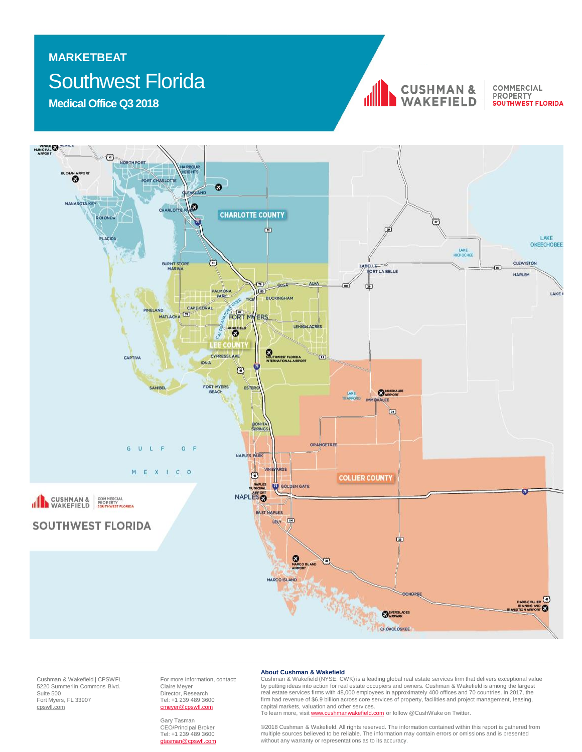# MARKETBEAT

## Southwest Florida

### Medical Office Q3 2018

CUSHMAN & WAKEFIELD | COMMERCIAL PROPERTY SOUTHWEST FLORIDA

CHARLOTTE COUNTY

LEE COUNTY

COLLIER COUNTY

SOUTHWEST FLORIDA

Cushman & Wakefield | CPSWFL
5220 Summerlin Commons Blvd.
Suite 500
Fort Myers, FL 33907
cpswfl.com

For more information, contact:
Claire Meyer
Director, Research
Tel: +1 239 489 3600
cmeyer@cpswfl.com

Gary Tasman
CEO/Principal Broker
Tel: +1 239 489 3600
gtasman@cpswfl.com

**About Cushman & Wakefield**
Cushman & Wakefield (NYSE: CWK) is a leading global real estate services firm that delivers exceptional value by putting ideas into action for real estate occupiers and owners. Cushman & Wakefield is among the largest real estate services firms with 48,000 employees in approximately 400 offices and 70 countries. In 2017, the firm had revenue of $6.9 billion across core services of property, facilities and project management, leasing, capital markets, valuation and other services.
To learn more, visit www.cushmanwakefield.com or follow @CushWake on Twitter.

©2018 Cushman & Wakefield. All rights reserved. The information contained within this report is gathered from multiple sources believed to be reliable. The information may contain errors or omissions and is presented without any warranty or representations as to its accuracy.